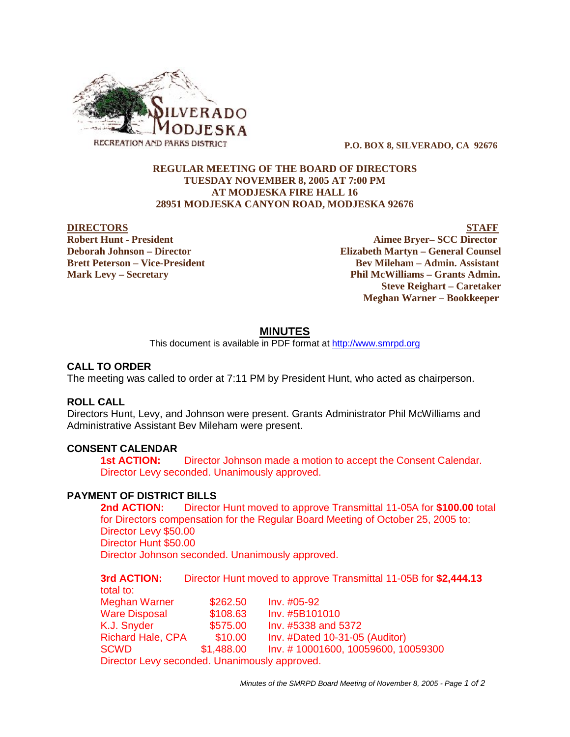SILVERADO MODJESKA
RECREATION AND PARKS DISTRICT

**P.O. BOX 8, SILVERADO, CA 92676**

**REGULAR MEETING OF THE BOARD OF DIRECTORS**
**TUESDAY NOVEMBER 8, 2005 AT 7:00 PM**
**AT MODJESKA FIRE HALL 16**
**28951 MODJESKA CANYON ROAD, MODJESKA 92676**

| **DIRECTORS** | **STAFF** |
|---|---|
| **Robert Hunt - President** | **Aimee Bryer– SCC Director** |
| **Deborah Johnson – Director** | **Elizabeth Martyn – General Counsel** |
| **Brett Peterson – Vice-President** | **Bev Mileham – Admin. Assistant** |
| **Mark Levy – Secretary** | **Phil McWilliams – Grants Admin.** |
| | **Steve Reighart – Caretaker** |
| | **Meghan Warner – Bookkeeper** |

## MINUTES

This document is available in PDF format at http://www.smrpd.org

### CALL TO ORDER

The meeting was called to order at 7:11 PM by President Hunt, who acted as chairperson.

### ROLL CALL

Directors Hunt, Levy, and Johnson were present. Grants Administrator Phil McWilliams and Administrative Assistant Bev Mileham were present.

### CONSENT CALENDAR

**1st ACTION:** Director Johnson made a motion to accept the Consent Calendar. Director Levy seconded. Unanimously approved.

### PAYMENT OF DISTRICT BILLS

**2nd ACTION:** Director Hunt moved to approve Transmittal 11-05A for **$100.00** total for Directors compensation for the Regular Board Meeting of October 25, 2005 to:
Director Levy $50.00
Director Hunt $50.00
Director Johnson seconded. Unanimously approved.

**3rd ACTION:** Director Hunt moved to approve Transmittal 11-05B for **$2,444.13** total to:

| | | |
|---|---|---|
| Meghan Warner | $262.50 | Inv. #05-92 |
| Ware Disposal | $108.63 | Inv. #5B101010 |
| K.J. Snyder | $575.00 | Inv. #5338 and 5372 |
| Richard Hale, CPA | $10.00 | Inv. #Dated 10-31-05 (Auditor) |
| SCWD | $1,488.00 | Inv. # 10001600, 10059600, 10059300 |

Director Levy seconded. Unanimously approved.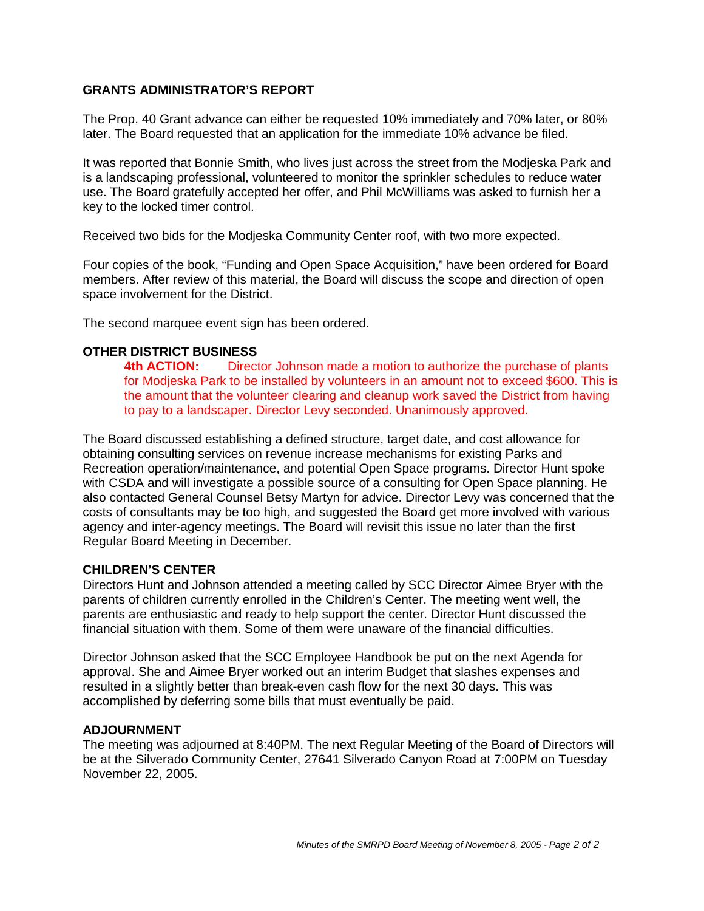## GRANTS ADMINISTRATOR'S REPORT

The Prop. 40 Grant advance can either be requested 10% immediately and 70% later, or 80% later. The Board requested that an application for the immediate 10% advance be filed.

It was reported that Bonnie Smith, who lives just across the street from the Modjeska Park and is a landscaping professional, volunteered to monitor the sprinkler schedules to reduce water use. The Board gratefully accepted her offer, and Phil McWilliams was asked to furnish her a key to the locked timer control.

Received two bids for the Modjeska Community Center roof, with two more expected.

Four copies of the book, "Funding and Open Space Acquisition," have been ordered for Board members. After review of this material, the Board will discuss the scope and direction of open space involvement for the District.

The second marquee event sign has been ordered.

## OTHER DISTRICT BUSINESS

> **4th ACTION:** Director Johnson made a motion to authorize the purchase of plants for Modjeska Park to be installed by volunteers in an amount not to exceed $600. This is the amount that the volunteer clearing and cleanup work saved the District from having to pay to a landscaper. Director Levy seconded. Unanimously approved.

The Board discussed establishing a defined structure, target date, and cost allowance for obtaining consulting services on revenue increase mechanisms for existing Parks and Recreation operation/maintenance, and potential Open Space programs. Director Hunt spoke with CSDA and will investigate a possible source of a consulting for Open Space planning. He also contacted General Counsel Betsy Martyn for advice. Director Levy was concerned that the costs of consultants may be too high, and suggested the Board get more involved with various agency and inter-agency meetings. The Board will revisit this issue no later than the first Regular Board Meeting in December.

## CHILDREN'S CENTER

Directors Hunt and Johnson attended a meeting called by SCC Director Aimee Bryer with the parents of children currently enrolled in the Children's Center. The meeting went well, the parents are enthusiastic and ready to help support the center. Director Hunt discussed the financial situation with them. Some of them were unaware of the financial difficulties.

Director Johnson asked that the SCC Employee Handbook be put on the next Agenda for approval. She and Aimee Bryer worked out an interim Budget that slashes expenses and resulted in a slightly better than break-even cash flow for the next 30 days. This was accomplished by deferring some bills that must eventually be paid.

## ADJOURNMENT

The meeting was adjourned at 8:40PM. The next Regular Meeting of the Board of Directors will be at the Silverado Community Center, 27641 Silverado Canyon Road at 7:00PM on Tuesday November 22, 2005.